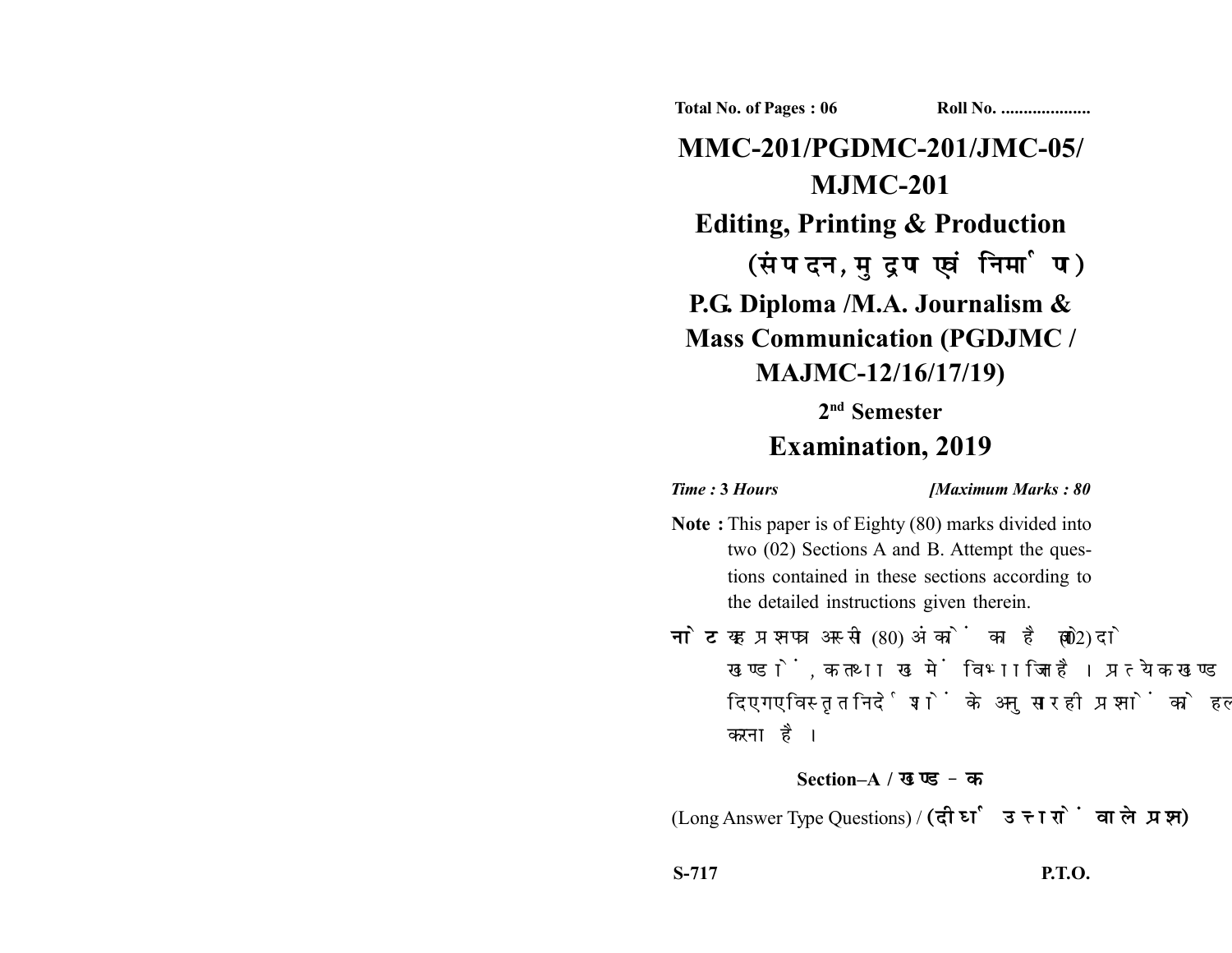Total No. of Pages : 06 Roll No. ...................

# MMC-201/PGDMC-201/JMC-05/ MJMC-201

## Editing, Printing & Production

## (संपादन, मुद्रण एवं निर्माण)

## P.G. Diploma /M.A. Journalism & Mass Communication (PGDJMC / MAJMC-12/16/17/19)

### 2nd Semester

### Examination, 2019

*Time : 3 Hours* *[Maximum Marks : 80*

**Note :** This paper is of Eighty (80) marks divided into two (02) Sections A and B. Attempt the questions contained in these sections according to the detailed instructions given therein.

**नोट :** यह प्रश्नपत्र अस्सी (80) अंकों का है जो दो (02) खण्डों, क तथा ख में विभाजित है। प्रत्येक खण्ड में दिए गए विस्तृत निर्देशों के अनुसार ही प्रश्नों को हल करना है।

**Section–A / खण्ड–क**

(Long Answer Type Questions) / **(दीर्घ उत्तरों वाले प्रश्न)**

S-717 P.T.O.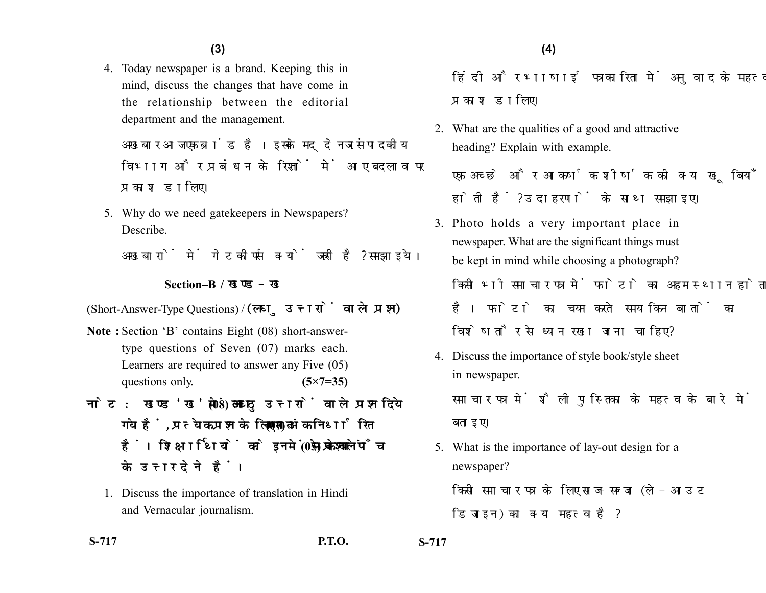4. Today newspaper is a brand. Keeping this in mind, discuss the changes that have come in the relationship between the editorial department and the management.

   अखबार आज एक ब्रांड है। इसके मद्देनजर संपादकीय विभाग और प्रबंधन के रिश्तों में आए बदलाव पर प्रकाश डालिए।

5. Why do we need gatekeepers in Newspapers? Describe.

   अखबारों में गेटकीपर्स क्यों जरूरी है? समझाइये।

## Section–B / खण्ड–ख

(Short-Answer-Type Questions) / (लघु उत्तरों वाले प्रश्न)

**Note :** Section 'B' contains Eight (08) short-answer-type questions of Seven (07) marks each. Learners are required to answer any Five (05) questions only. **(5×7=35)**

**नोट :** खण्ड 'ख' में आठ (08) लघु उत्तरों वाले प्रश्न दिये गये हैं, प्रत्येक प्रश्न के लिए सात (07) अंक निर्धारित हैं। शिक्षार्थियों को इनमें से केवल पाँच (05) प्रश्नों के उत्तर देने हैं।

1. Discuss the importance of translation in Hindi and Vernacular journalism.

   हिंदी और भाषाई पत्रकारिता में अनुवाद के महत्व पर प्रकाश डालिए।

2. What are the qualities of a good and attractive heading? Explain with example.

   एक अच्छे और आकर्षक शीर्षक की क्या खूबियाँ होती हैं? उदाहरणों के साथ समझाइए।

3. Photo holds a very important place in newspaper. What are the significant things must be kept in mind while choosing a photograph?

   किसी भी समाचार पत्र में फोटो का अहम स्थान होता है। फोटो का चयन करते समय किन बातों का विशेष तौर से ध्यान रखा जाना चाहिए?

4. Discuss the importance of style book/style sheet in newspaper.

   समाचार पत्र में शैली पुस्तिका के महत्व के बारे में बताइए।

5. What is the importance of lay-out design for a newspaper?

   किसी समाचार पत्र के लिए साज-सज्जा (ले-आउट डिजाइन) का क्या महत्व है?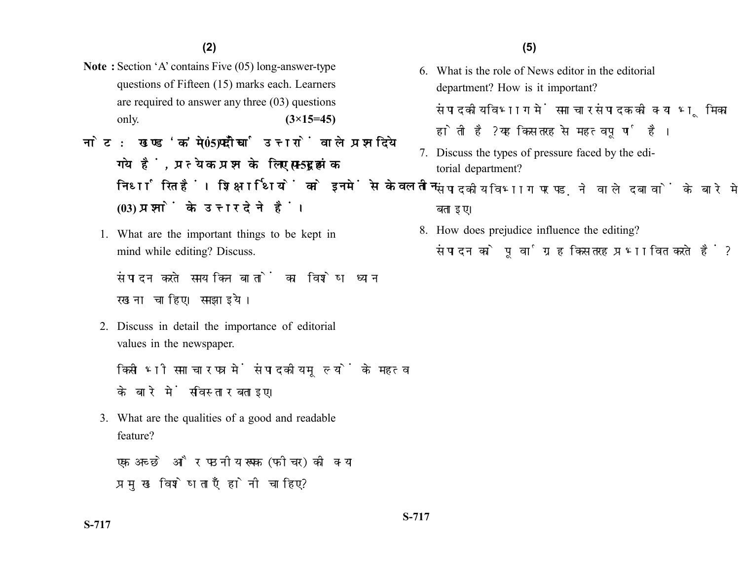**Note :** Section 'A' contains Five (05) long-answer-type questions of Fifteen (15) marks each. Learners are required to answer any three (03) questions only. **(3×15=45)**

**नोट :** खण्ड 'क' में पाँच (05) दीर्घ उत्तरों वाले प्रश्न दिये गये हैं, प्रत्येक प्रश्न के लिए पन्द्रह (15) अंक निर्धारित हैं। शिक्षार्थियों को इनमें से केवल तीन (03) प्रश्नों के उत्तर देने हैं।

1. What are the important things to be kept in mind while editing? Discuss.

   संपादन करते समय किन बातों का विशेष ध्यान रखना चाहिए। समझाइये।

2. Discuss in detail the importance of editorial values in the newspaper.

   किसी भी समाचार पत्र में संपादकीय मूल्यों के महत्व के बारे में सविस्तार बताइए।

3. What are the qualities of a good and readable feature?

   एक अच्छे और पठनीय रूपक (फीचर) की क्या प्रमुख विशेषताएँ होनी चाहिए?

6. What is the role of News editor in the editorial department? How is it important?

   संपादकीय विभाग में समाचार संपादक की क्या भूमिका होती है? यह किस तरह से महत्वपूर्ण है।

7. Discuss the types of pressure faced by the editorial department?

   संपादकीय विभाग पर पड़ने वाले दबावों के बारे में बताइए।

8. How does prejudice influence the editing?

   संपादन को पूर्वाग्रह किस तरह प्रभावित करते हैं?